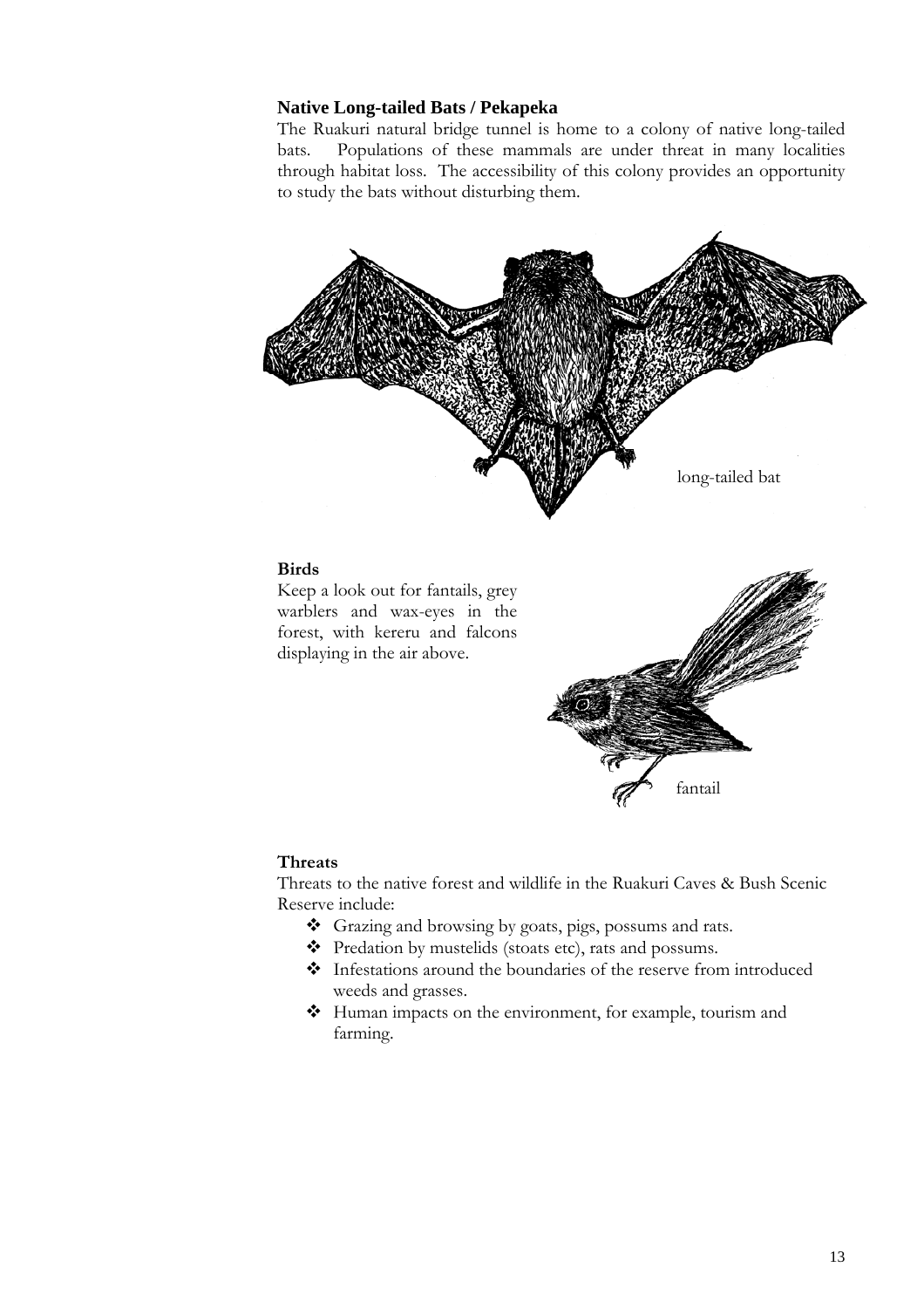### Native Long-tailed Bats / Pekapeka

The Ruakuri natural bridge tunnel is home to a colony of native long-tailed bats. Populations of these mammals are under threat in many localities through habitat loss. The accessibility of this colony provides an opportunity to study the bats without disturbing them.

long-tailed bat

### Birds

Keep a look out for fantails, grey warblers and wax-eyes in the forest, with kereru and falcons displaying in the air above.

fantail

### Threats

Threats to the native forest and wildlife in the Ruakuri Caves & Bush Scenic Reserve include:

- Grazing and browsing by goats, pigs, possums and rats.
- Predation by mustelids (stoats etc), rats and possums.
- Infestations around the boundaries of the reserve from introduced weeds and grasses.
- Human impacts on the environment, for example, tourism and farming.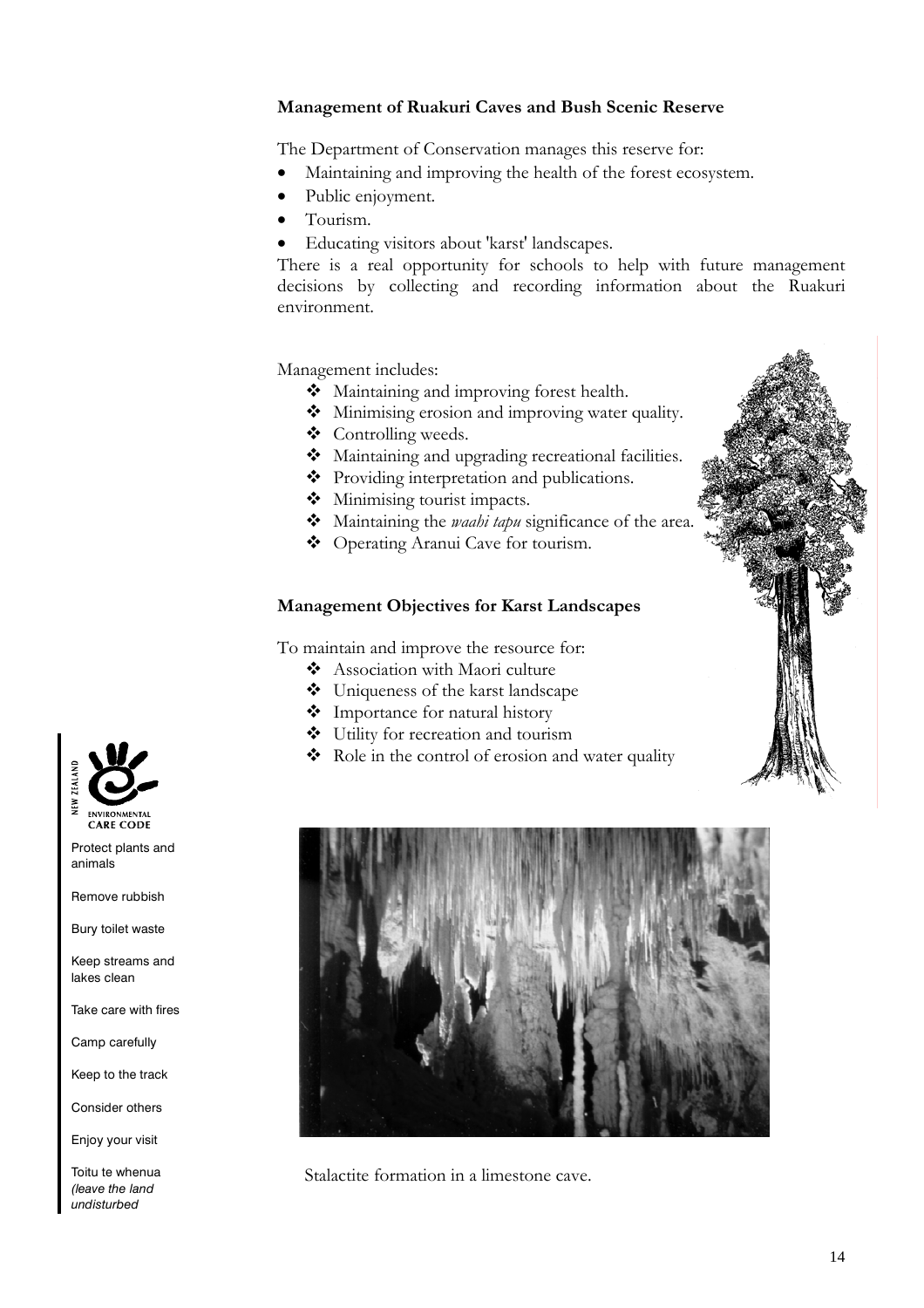**Management of Ruakuri Caves and Bush Scenic Reserve**

The Department of Conservation manages this reserve for:

- Maintaining and improving the health of the forest ecosystem.
- Public enjoyment.
- Tourism.
- Educating visitors about 'karst' landscapes.

There is a real opportunity for schools to help with future management decisions by collecting and recording information about the Ruakuri environment.

Management includes:

- Maintaining and improving forest health.
- Minimising erosion and improving water quality.
- Controlling weeds.
- Maintaining and upgrading recreational facilities.
- Providing interpretation and publications.
- Minimising tourist impacts.
- Maintaining the *waahi tapu* significance of the area.
- Operating Aranui Cave for tourism.

**Management Objectives for Karst Landscapes**

To maintain and improve the resource for:

- Association with Maori culture
- Uniqueness of the karst landscape
- Importance for natural history
- Utility for recreation and tourism
- Role in the control of erosion and water quality

NEW ZEALAND ENVIRONMENTAL CARE CODE

Protect plants and animals

Remove rubbish

Bury toilet waste

Keep streams and lakes clean

Take care with fires

Camp carefully

Keep to the track

Consider others

Enjoy your visit

Toitu te whenua *(leave the land undisturbed*

Stalactite formation in a limestone cave.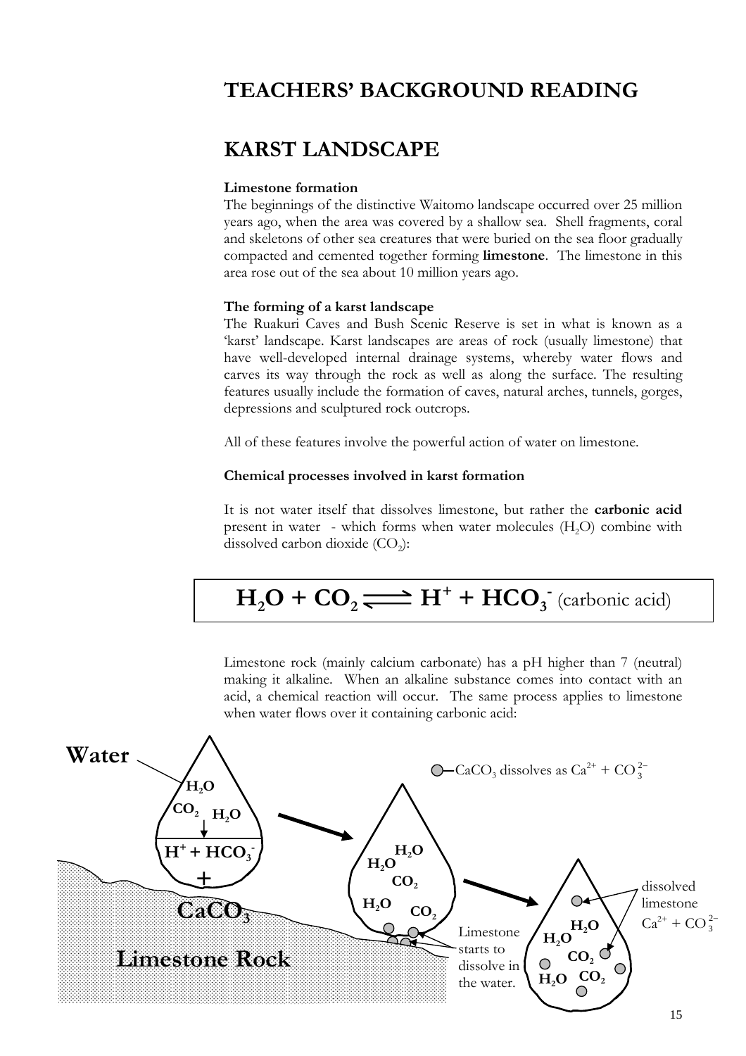# TEACHERS' BACKGROUND READING

## KARST LANDSCAPE

**Limestone formation**

The beginnings of the distinctive Waitomo landscape occurred over 25 million years ago, when the area was covered by a shallow sea. Shell fragments, coral and skeletons of other sea creatures that were buried on the sea floor gradually compacted and cemented together forming **limestone**. The limestone in this area rose out of the sea about 10 million years ago.

**The forming of a karst landscape**

The Ruakuri Caves and Bush Scenic Reserve is set in what is known as a 'karst' landscape. Karst landscapes are areas of rock (usually limestone) that have well-developed internal drainage systems, whereby water flows and carves its way through the rock as well as along the surface. The resulting features usually include the formation of caves, natural arches, tunnels, gorges, depressions and sculptured rock outcrops.

All of these features involve the powerful action of water on limestone.

**Chemical processes involved in karst formation**

It is not water itself that dissolves limestone, but rather the **carbonic acid** present in water - which forms when water molecules ($H_2O$) combine with dissolved carbon dioxide ($CO_2$):

$$H_2O + CO_2 \rightleftharpoons H^+ + HCO_3^- \text{ (carbonic acid)}$$

Limestone rock (mainly calcium carbonate) has a pH higher than 7 (neutral) making it alkaline. When an alkaline substance comes into contact with an acid, a chemical reaction will occur. The same process applies to limestone when water flows over it containing carbonic acid:

Water: $H_2O$, $CO_2$, $H_2O$ → $H^+ + HCO_3^-$ + $CaCO_3$ — Limestone Rock

○ — $CaCO_3$ dissolves as $Ca^{2+} + CO_3^{2-}$

Limestone starts to dissolve in the water.

dissolved limestone $Ca^{2+} + CO_3^{2-}$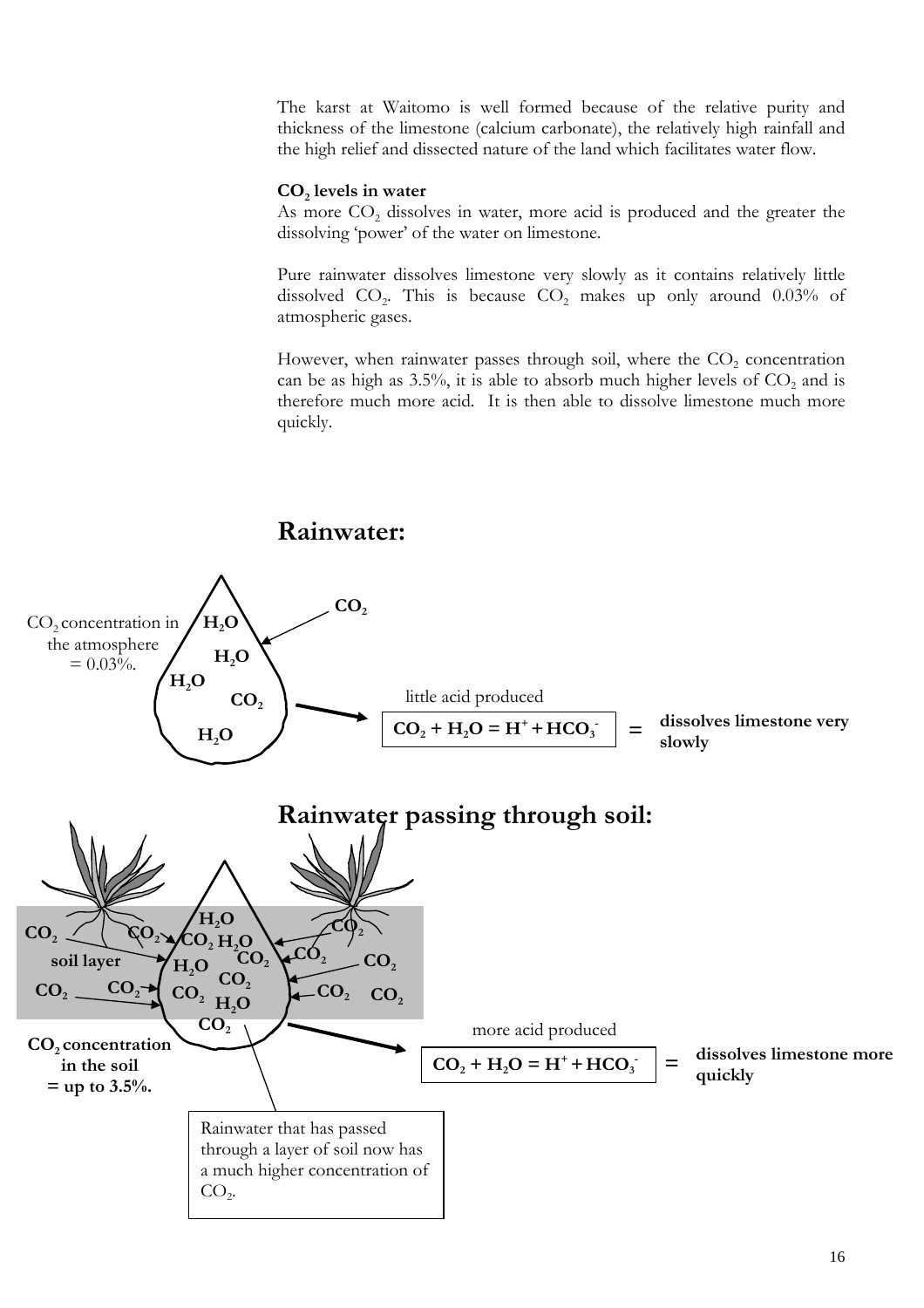The karst at Waitomo is well formed because of the relative purity and thickness of the limestone (calcium carbonate), the relatively high rainfall and the high relief and dissected nature of the land which facilitates water flow.

**$CO_2$ levels in water**

As more $CO_2$ dissolves in water, more acid is produced and the greater the dissolving 'power' of the water on limestone.

Pure rainwater dissolves limestone very slowly as it contains relatively little dissolved $CO_2$. This is because $CO_2$ makes up only around 0.03% of atmospheric gases.

However, when rainwater passes through soil, where the $CO_2$ concentration can be as high as 3.5%, it is able to absorb much higher levels of $CO_2$ and is therefore much more acid. It is then able to dissolve limestone much more quickly.

## Rainwater:

$CO_2$ concentration in the atmosphere = 0.03%.

little acid produced

$$CO_2 + H_2O = H^+ + HCO_3^-$$

= **dissolves limestone very slowly**

## Rainwater passing through soil:

**soil layer**

**$CO_2$ concentration in the soil = up to 3.5%.**

more acid produced

$$CO_2 + H_2O = H^+ + HCO_3^-$$

= **dissolves limestone more quickly**

Rainwater that has passed through a layer of soil now has a much higher concentration of $CO_2$.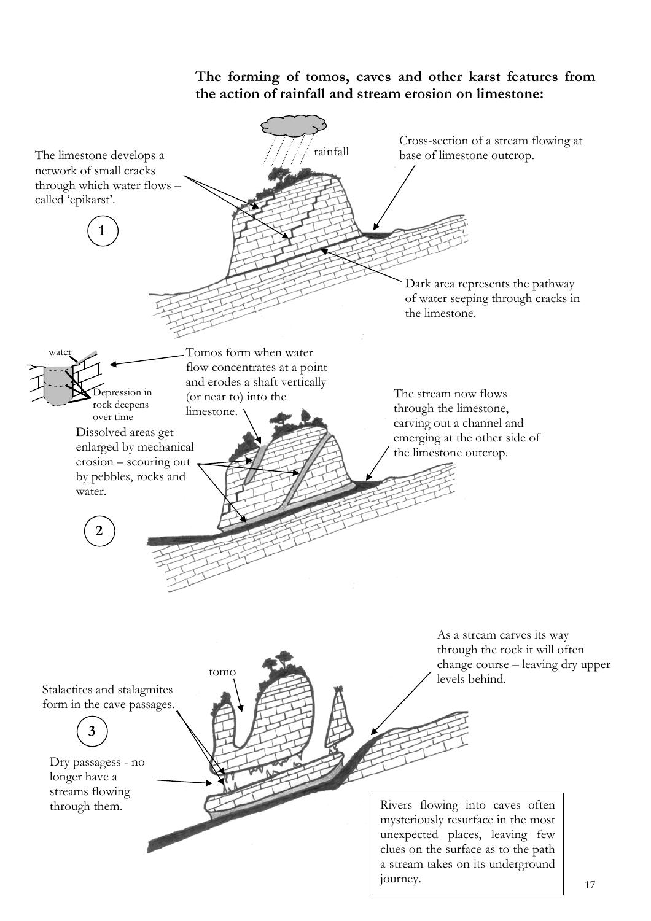**The forming of tomos, caves and other karst features from the action of rainfall and stream erosion on limestone:**

**1**

rainfall

The limestone develops a network of small cracks through which water flows – called 'epikarst'.

Cross-section of a stream flowing at base of limestone outcrop.

Dark area represents the pathway of water seeping through cracks in the limestone.

**2**

water

Depression in rock deepens over time

Tomos form when water flow concentrates at a point and erodes a shaft vertically (or near to) into the limestone.

The stream now flows through the limestone, carving out a channel and emerging at the other side of the limestone outcrop.

Dissolved areas get enlarged by mechanical erosion – scouring out by pebbles, rocks and water.

**3**

tomo

Stalactites and stalagmites form in the cave passages.

As a stream carves its way through the rock it will often change course – leaving dry upper levels behind.

Dry passagess - no longer have a streams flowing through them.

Rivers flowing into caves often mysteriously resurface in the most unexpected places, leaving few clues on the surface as to the path a stream takes on its underground journey.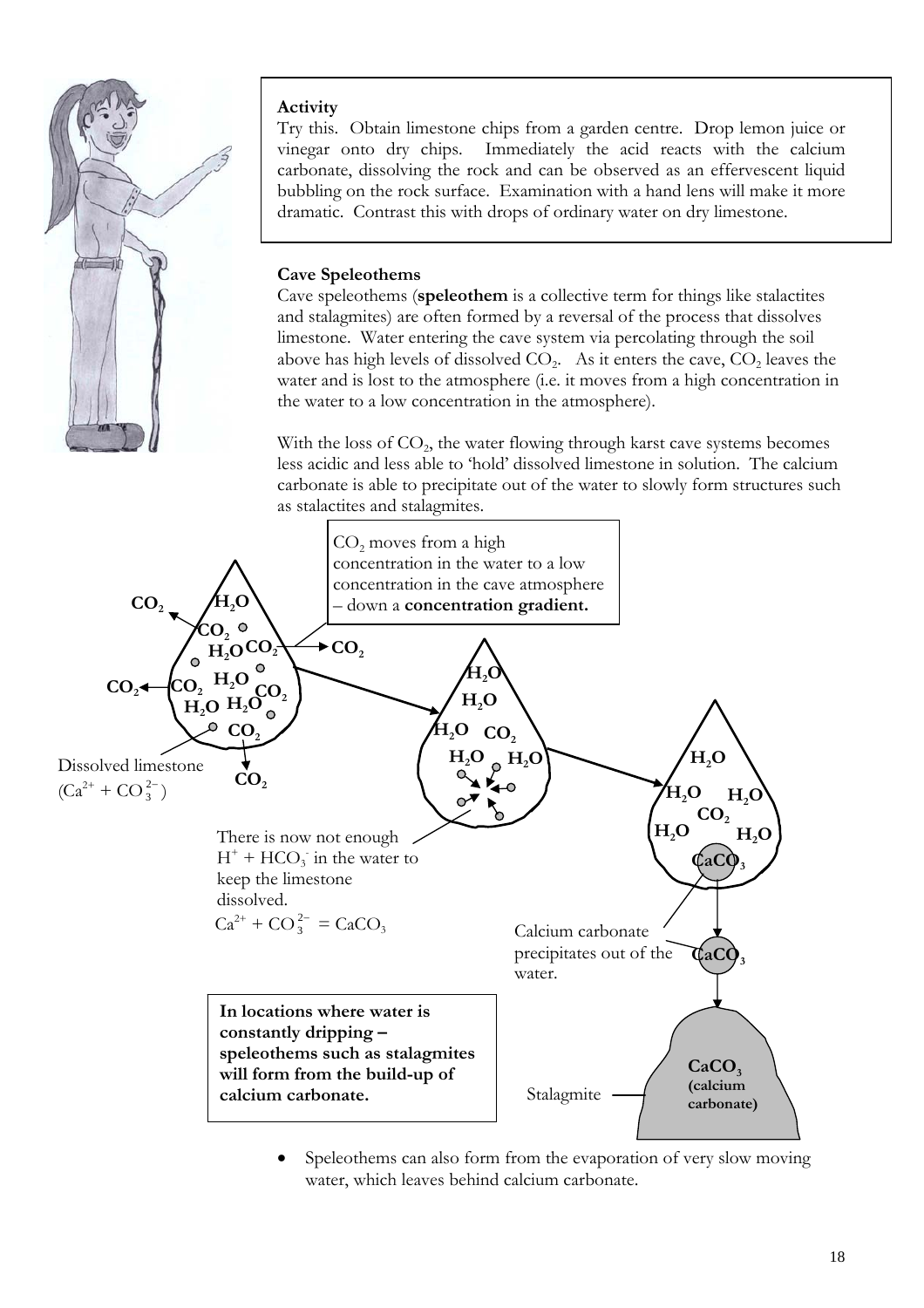**Activity**

Try this. Obtain limestone chips from a garden centre. Drop lemon juice or vinegar onto dry chips. Immediately the acid reacts with the calcium carbonate, dissolving the rock and can be observed as an effervescent liquid bubbling on the rock surface. Examination with a hand lens will make it more dramatic. Contrast this with drops of ordinary water on dry limestone.

**Cave Speleothems**

Cave speleothems (**speleothem** is a collective term for things like stalactites and stalagmites) are often formed by a reversal of the process that dissolves limestone. Water entering the cave system via percolating through the soil above has high levels of dissolved $CO_2$. As it enters the cave, $CO_2$ leaves the water and is lost to the atmosphere (i.e. it moves from a high concentration in the water to a low concentration in the atmosphere).

With the loss of $CO_2$, the water flowing through karst cave systems becomes less acidic and less able to 'hold' dissolved limestone in solution. The calcium carbonate is able to precipitate out of the water to slowly form structures such as stalactites and stalagmites.

$CO_2$ moves from a high concentration in the water to a low concentration in the cave atmosphere – down a **concentration gradient.**

Dissolved limestone ($Ca^{2+} + CO_3^{2-}$)

There is now not enough $H^+ + HCO_3^-$ in the water to keep the limestone dissolved.

$Ca^{2+} + CO_3^{2-} = CaCO_3$

Calcium carbonate precipitates out of the water.

Stalagmite

$CaCO_3$ (calcium carbonate)

**In locations where water is constantly dripping – speleothems such as stalagmites will form from the build-up of calcium carbonate.**

- Speleothems can also form from the evaporation of very slow moving water, which leaves behind calcium carbonate.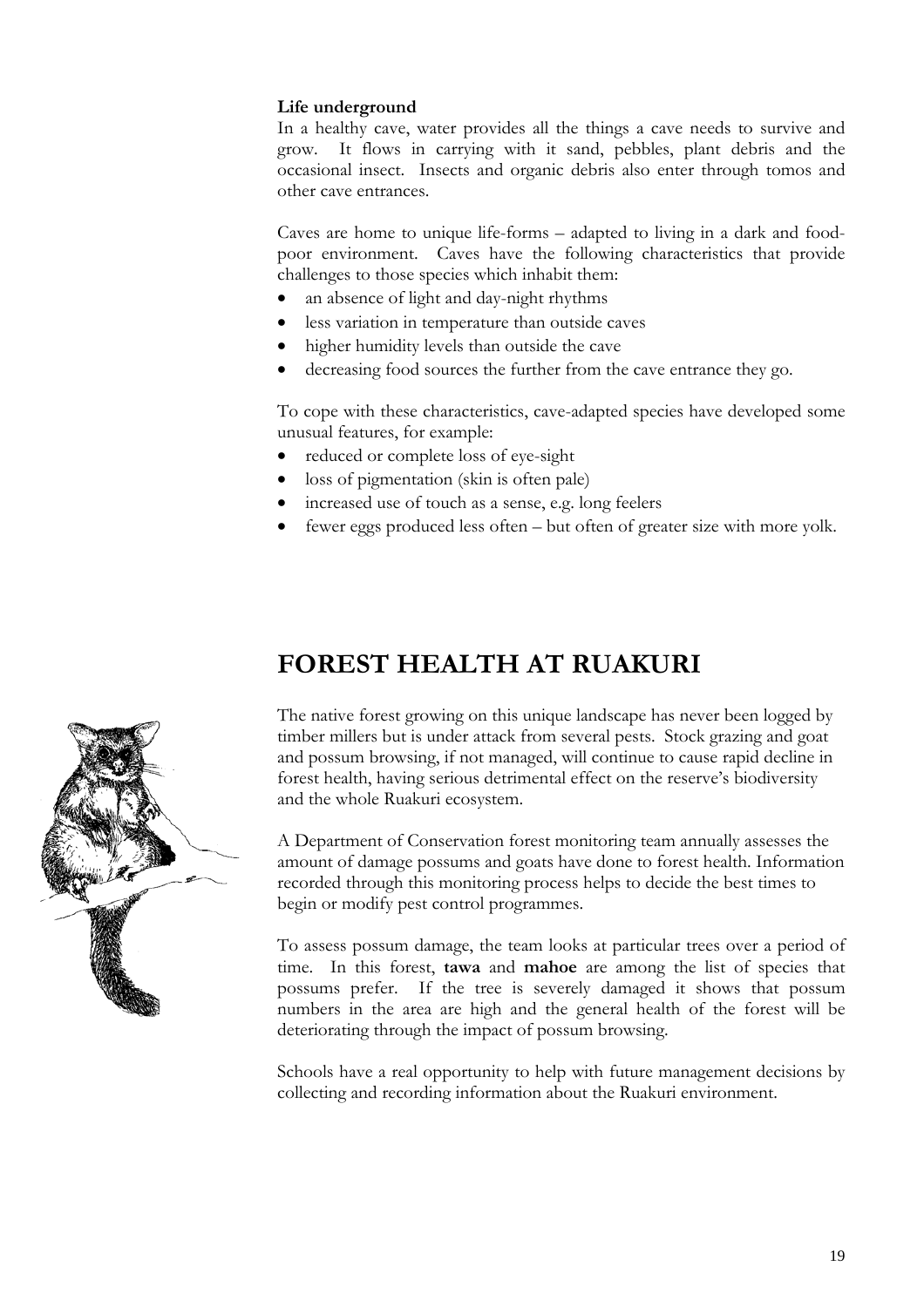**Life underground**

In a healthy cave, water provides all the things a cave needs to survive and grow. It flows in carrying with it sand, pebbles, plant debris and the occasional insect. Insects and organic debris also enter through tomos and other cave entrances.

Caves are home to unique life-forms – adapted to living in a dark and food-poor environment. Caves have the following characteristics that provide challenges to those species which inhabit them:

- an absence of light and day-night rhythms
- less variation in temperature than outside caves
- higher humidity levels than outside the cave
- decreasing food sources the further from the cave entrance they go.

To cope with these characteristics, cave-adapted species have developed some unusual features, for example:

- reduced or complete loss of eye-sight
- loss of pigmentation (skin is often pale)
- increased use of touch as a sense, e.g. long feelers
- fewer eggs produced less often – but often of greater size with more yolk.

# FOREST HEALTH AT RUAKURI

The native forest growing on this unique landscape has never been logged by timber millers but is under attack from several pests. Stock grazing and goat and possum browsing, if not managed, will continue to cause rapid decline in forest health, having serious detrimental effect on the reserve's biodiversity and the whole Ruakuri ecosystem.

A Department of Conservation forest monitoring team annually assesses the amount of damage possums and goats have done to forest health. Information recorded through this monitoring process helps to decide the best times to begin or modify pest control programmes.

To assess possum damage, the team looks at particular trees over a period of time. In this forest, **tawa** and **mahoe** are among the list of species that possums prefer. If the tree is severely damaged it shows that possum numbers in the area are high and the general health of the forest will be deteriorating through the impact of possum browsing.

Schools have a real opportunity to help with future management decisions by collecting and recording information about the Ruakuri environment.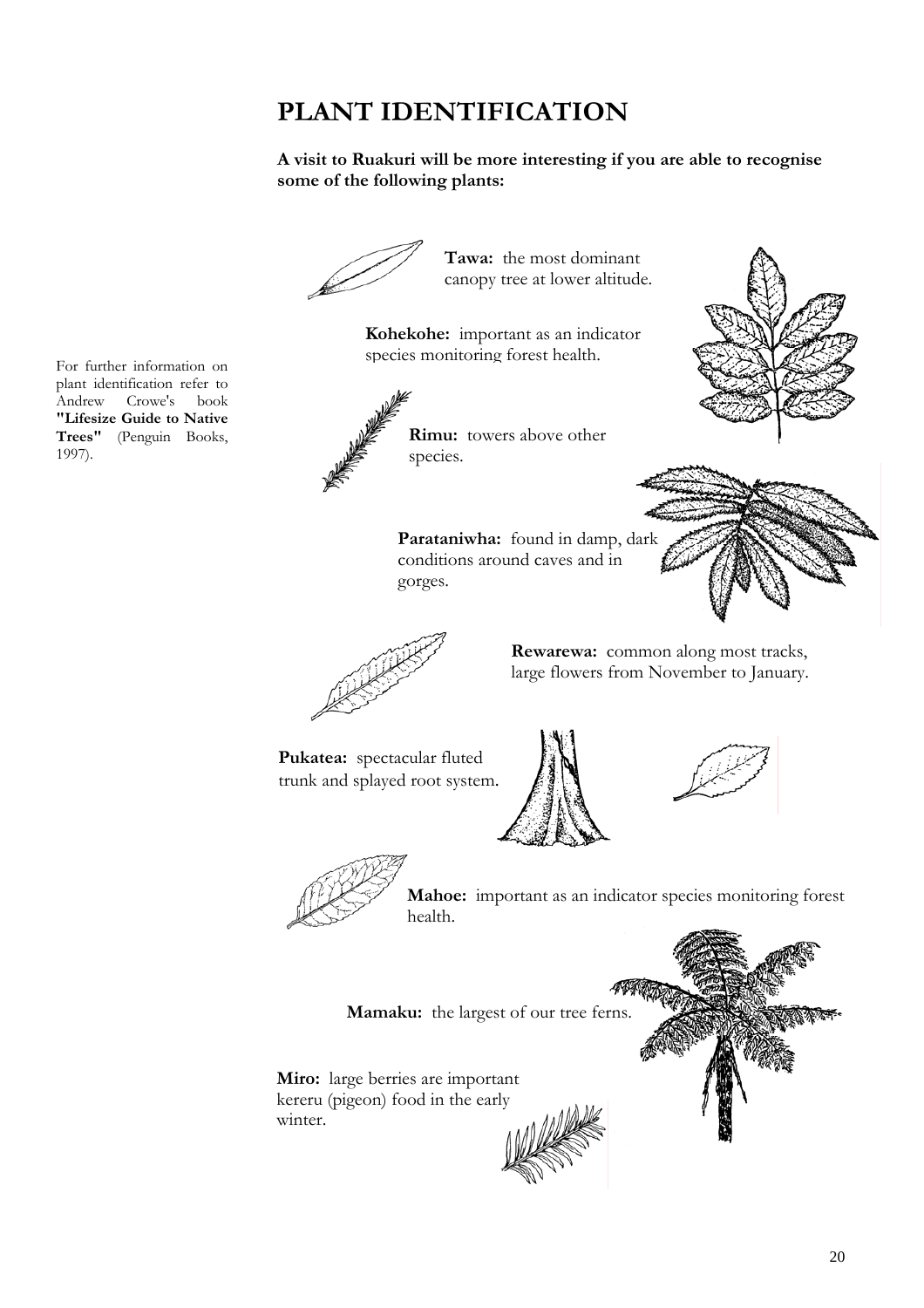# PLANT IDENTIFICATION

**A visit to Ruakuri will be more interesting if you are able to recognise some of the following plants:**

For further information on plant identification refer to Andrew Crowe's book **"Lifesize Guide to Native Trees"** (Penguin Books, 1997).

**Tawa:** the most dominant canopy tree at lower altitude.

**Kohekohe:** important as an indicator species monitoring forest health.

**Rimu:** towers above other species.

**Parataniwha:** found in damp, dark conditions around caves and in gorges.

**Rewarewa:** common along most tracks, large flowers from November to January.

**Pukatea:** spectacular fluted trunk and splayed root system.

**Mahoe:** important as an indicator species monitoring forest health.

**Mamaku:** the largest of our tree ferns.

**Miro:** large berries are important kereru (pigeon) food in the early winter.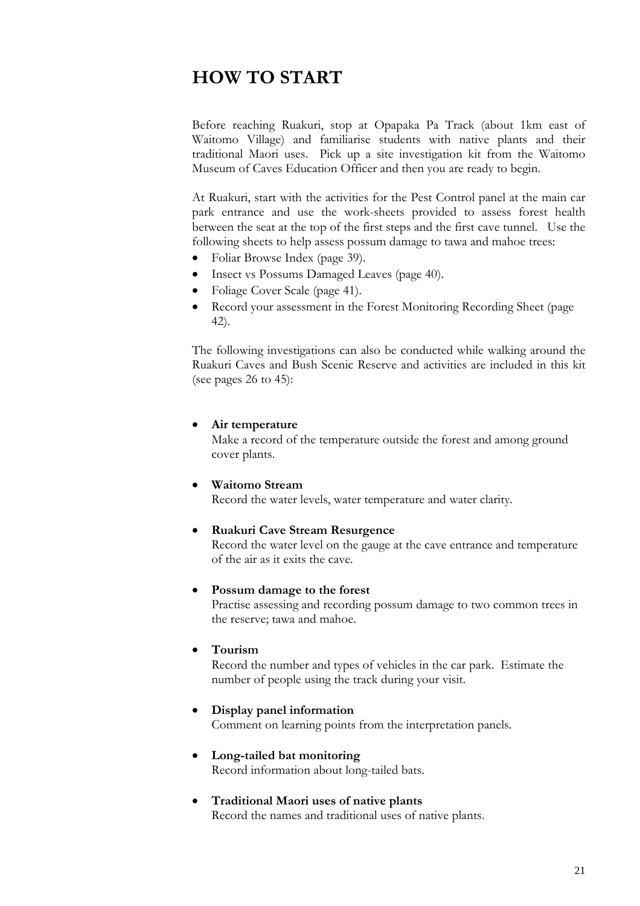# HOW TO START

Before reaching Ruakuri, stop at Opapaka Pa Track (about 1km east of Waitomo Village) and familiarise students with native plants and their traditional Maori uses. Pick up a site investigation kit from the Waitomo Museum of Caves Education Officer and then you are ready to begin.

At Ruakuri, start with the activities for the Pest Control panel at the main car park entrance and use the work-sheets provided to assess forest health between the seat at the top of the first steps and the first cave tunnel. Use the following sheets to help assess possum damage to tawa and mahoe trees:

- Foliar Browse Index (page 39).
- Insect vs Possums Damaged Leaves (page 40).
- Foliage Cover Scale (page 41).
- Record your assessment in the Forest Monitoring Recording Sheet (page 42).

The following investigations can also be conducted while walking around the Ruakuri Caves and Bush Scenic Reserve and activities are included in this kit (see pages 26 to 45):

- **Air temperature**
  Make a record of the temperature outside the forest and among ground cover plants.

- **Waitomo Stream**
  Record the water levels, water temperature and water clarity.

- **Ruakuri Cave Stream Resurgence**
  Record the water level on the gauge at the cave entrance and temperature of the air as it exits the cave.

- **Possum damage to the forest**
  Practise assessing and recording possum damage to two common trees in the reserve; tawa and mahoe.

- **Tourism**
  Record the number and types of vehicles in the car park. Estimate the number of people using the track during your visit.

- **Display panel information**
  Comment on learning points from the interpretation panels.

- **Long-tailed bat monitoring**
  Record information about long-tailed bats.

- **Traditional Maori uses of native plants**
  Record the names and traditional uses of native plants.